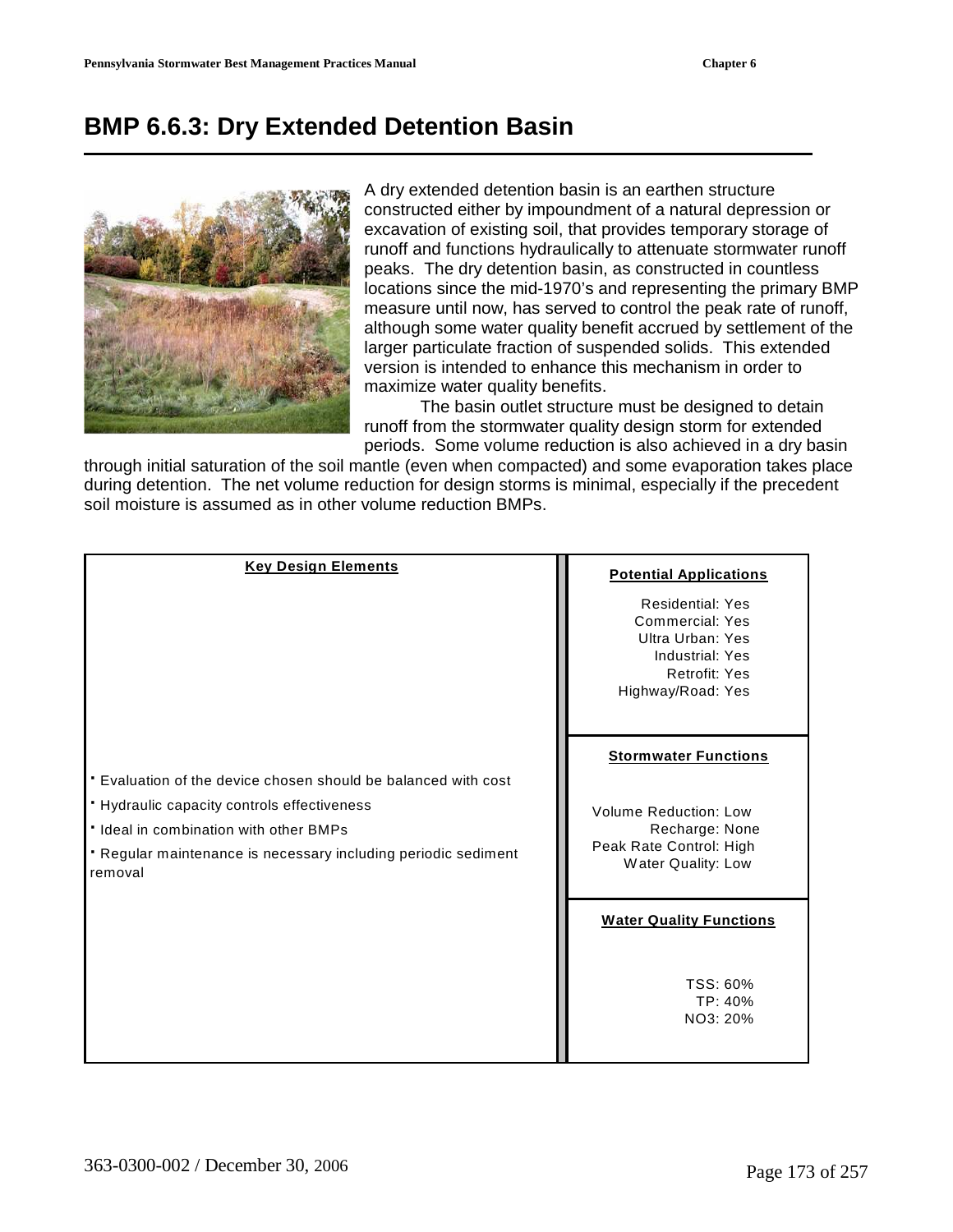# BMP 6.6.3: Dry Extended Detention Basin

A dry extended detention basin is an earthen structure constructed either by impoundment of a natural depression or excavation of existing soil, that provides temporary storage of runoff and functions hydraulically to attenuate stormwater runoff peaks. The dry detention basin, as constructed in countless locations since the mid-1970's and representing the primary BMP measure until now, has served to control the peak rate of runoff, although some water quality benefit accrued by settlement of the larger particulate fraction of suspended solids. This extended version is intended to enhance this mechanism in order to maximize water quality benefits.

The basin outlet structure must be designed to detain runoff from the stormwater quality design storm for extended periods. Some volume reduction is also achieved in a dry basin through initial saturation of the soil mantle (even when compacted) and some evaporation takes place during detention. The net volume reduction for design storms is minimal, especially if the precedent soil moisture is assumed as in other volume reduction BMPs.

| Key Design Elements | Potential Applications |
|---|---|
| - Evaluation of the device chosen should be balanced with cost<br>- Hydraulic capacity controls effectiveness<br>- Ideal in combination with other BMPs<br>- Regular maintenance is necessary including periodic sediment removal | Residential: Yes<br>Commercial: Yes<br>Ultra Urban: Yes<br>Industrial: Yes<br>Retrofit: Yes<br>Highway/Road: Yes |
| | **Stormwater Functions** |
| | Volume Reduction: Low<br>Recharge: None<br>Peak Rate Control: High<br>Water Quality: Low |
| | **Water Quality Functions** |
| | TSS: 60%<br>TP: 40%<br>NO3: 20% |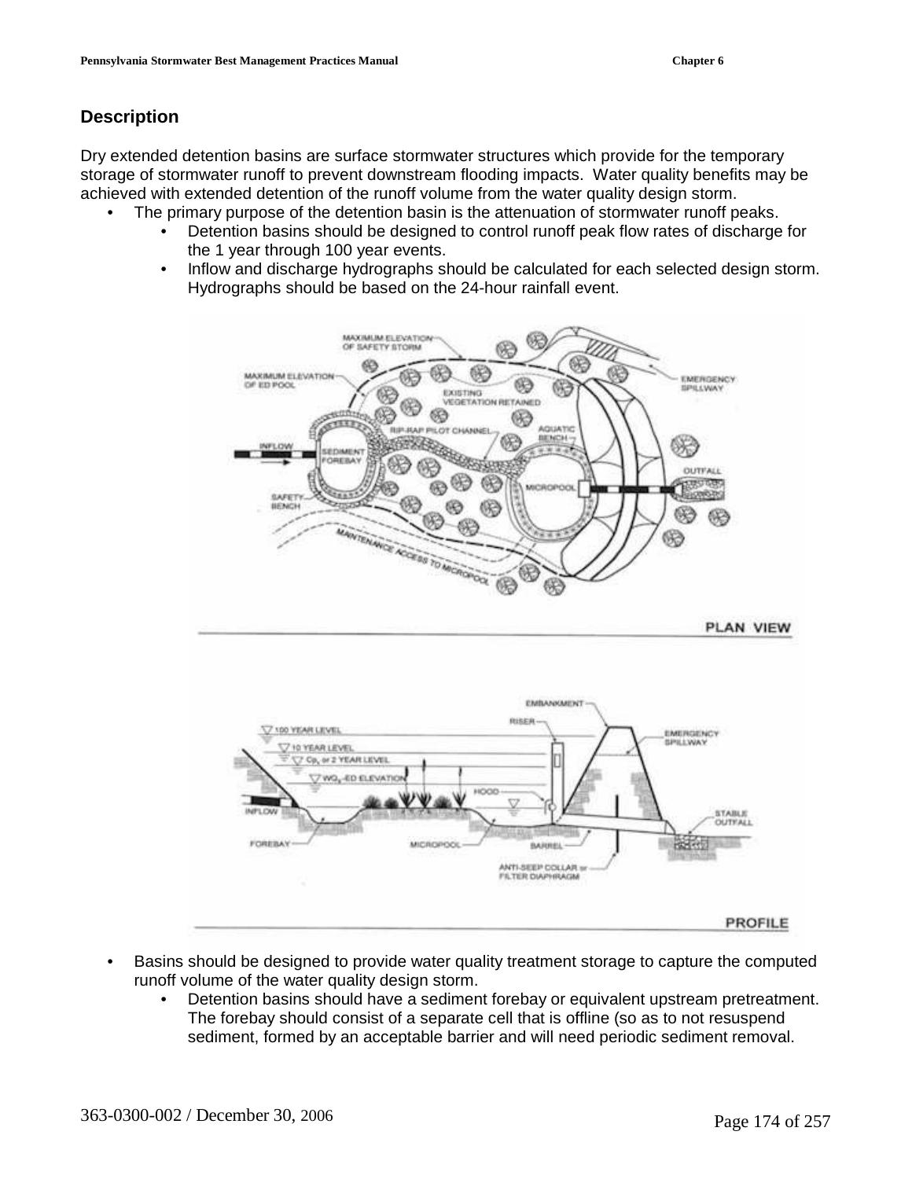## Description

Dry extended detention basins are surface stormwater structures which provide for the temporary storage of stormwater runoff to prevent downstream flooding impacts. Water quality benefits may be achieved with extended detention of the runoff volume from the water quality design storm.

- The primary purpose of the detention basin is the attenuation of stormwater runoff peaks.
    - Detention basins should be designed to control runoff peak flow rates of discharge for the 1 year through 100 year events.
    - Inflow and discharge hydrographs should be calculated for each selected design storm. Hydrographs should be based on the 24-hour rainfall event.

- Basins should be designed to provide water quality treatment storage to capture the computed runoff volume of the water quality design storm.
    - Detention basins should have a sediment forebay or equivalent upstream pretreatment. The forebay should consist of a separate cell that is offline (so as to not resuspend sediment, formed by an acceptable barrier and will need periodic sediment removal.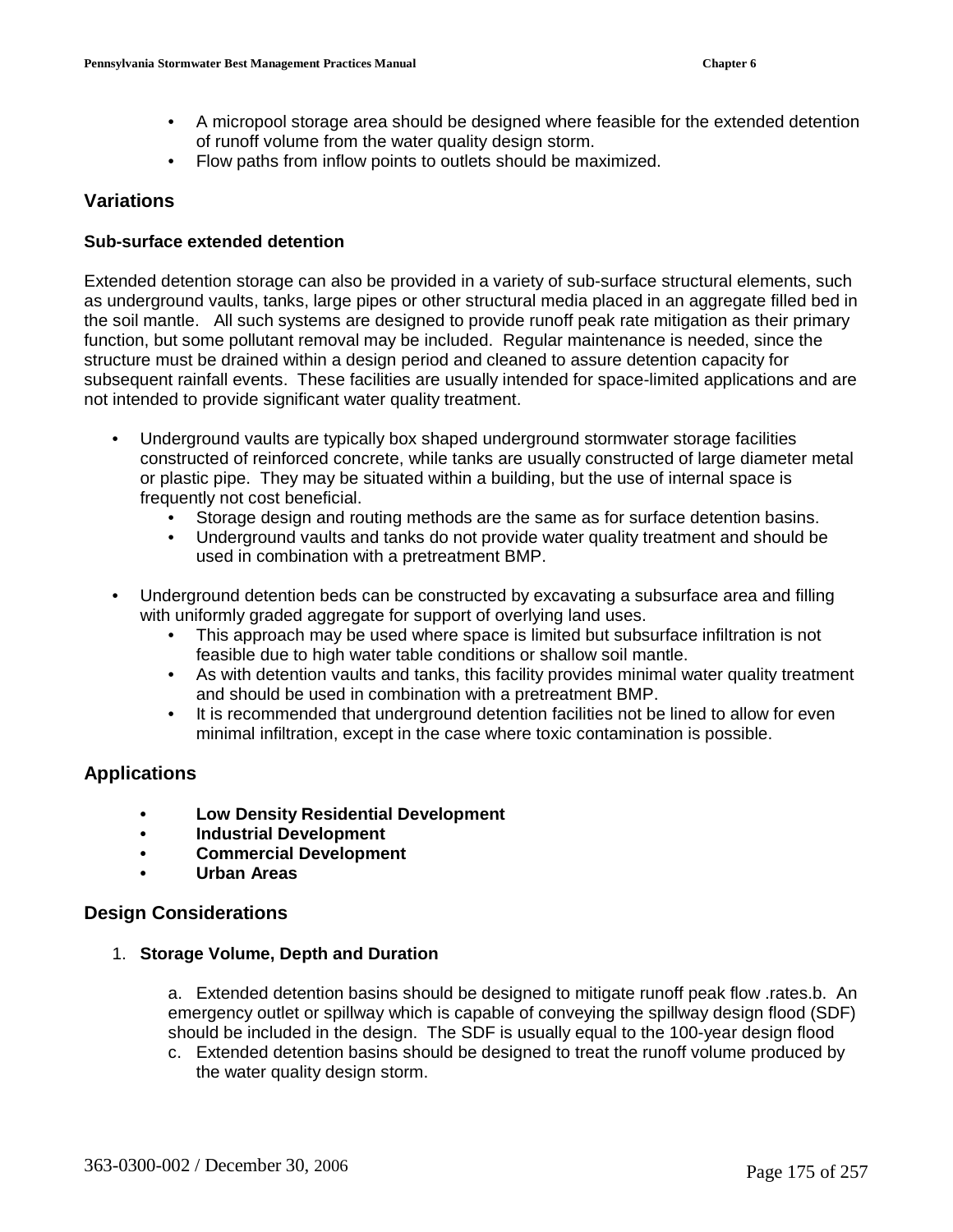- A micropool storage area should be designed where feasible for the extended detention of runoff volume from the water quality design storm.
- Flow paths from inflow points to outlets should be maximized.

## Variations

### Sub-surface extended detention

Extended detention storage can also be provided in a variety of sub-surface structural elements, such as underground vaults, tanks, large pipes or other structural media placed in an aggregate filled bed in the soil mantle. All such systems are designed to provide runoff peak rate mitigation as their primary function, but some pollutant removal may be included. Regular maintenance is needed, since the structure must be drained within a design period and cleaned to assure detention capacity for subsequent rainfall events. These facilities are usually intended for space-limited applications and are not intended to provide significant water quality treatment.

- Underground vaults are typically box shaped underground stormwater storage facilities constructed of reinforced concrete, while tanks are usually constructed of large diameter metal or plastic pipe. They may be situated within a building, but the use of internal space is frequently not cost beneficial.
  - Storage design and routing methods are the same as for surface detention basins.
  - Underground vaults and tanks do not provide water quality treatment and should be used in combination with a pretreatment BMP.
- Underground detention beds can be constructed by excavating a subsurface area and filling with uniformly graded aggregate for support of overlying land uses.
  - This approach may be used where space is limited but subsurface infiltration is not feasible due to high water table conditions or shallow soil mantle.
  - As with detention vaults and tanks, this facility provides minimal water quality treatment and should be used in combination with a pretreatment BMP.
  - It is recommended that underground detention facilities not be lined to allow for even minimal infiltration, except in the case where toxic contamination is possible.

## Applications

- **Low Density Residential Development**
- **Industrial Development**
- **Commercial Development**
- **Urban Areas**

## Design Considerations

1. **Storage Volume, Depth and Duration**

   a. Extended detention basins should be designed to mitigate runoff peak flow .rates.b. An emergency outlet or spillway which is capable of conveying the spillway design flood (SDF) should be included in the design. The SDF is usually equal to the 100-year design flood

   c. Extended detention basins should be designed to treat the runoff volume produced by the water quality design storm.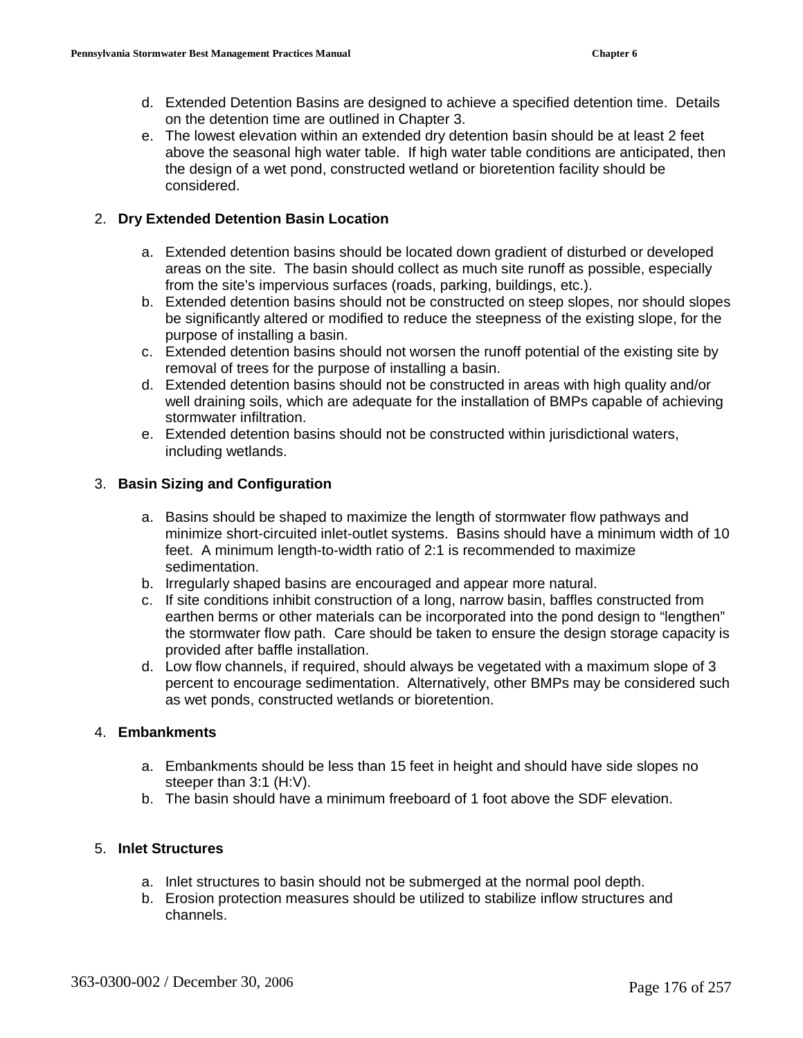d. Extended Detention Basins are designed to achieve a specified detention time. Details on the detention time are outlined in Chapter 3.
e. The lowest elevation within an extended dry detention basin should be at least 2 feet above the seasonal high water table. If high water table conditions are anticipated, then the design of a wet pond, constructed wetland or bioretention facility should be considered.

2. **Dry Extended Detention Basin Location**

   a. Extended detention basins should be located down gradient of disturbed or developed areas on the site. The basin should collect as much site runoff as possible, especially from the site's impervious surfaces (roads, parking, buildings, etc.).
   b. Extended detention basins should not be constructed on steep slopes, nor should slopes be significantly altered or modified to reduce the steepness of the existing slope, for the purpose of installing a basin.
   c. Extended detention basins should not worsen the runoff potential of the existing site by removal of trees for the purpose of installing a basin.
   d. Extended detention basins should not be constructed in areas with high quality and/or well draining soils, which are adequate for the installation of BMPs capable of achieving stormwater infiltration.
   e. Extended detention basins should not be constructed within jurisdictional waters, including wetlands.

3. **Basin Sizing and Configuration**

   a. Basins should be shaped to maximize the length of stormwater flow pathways and minimize short-circuited inlet-outlet systems. Basins should have a minimum width of 10 feet. A minimum length-to-width ratio of 2:1 is recommended to maximize sedimentation.
   b. Irregularly shaped basins are encouraged and appear more natural.
   c. If site conditions inhibit construction of a long, narrow basin, baffles constructed from earthen berms or other materials can be incorporated into the pond design to "lengthen" the stormwater flow path. Care should be taken to ensure the design storage capacity is provided after baffle installation.
   d. Low flow channels, if required, should always be vegetated with a maximum slope of 3 percent to encourage sedimentation. Alternatively, other BMPs may be considered such as wet ponds, constructed wetlands or bioretention.

4. **Embankments**

   a. Embankments should be less than 15 feet in height and should have side slopes no steeper than 3:1 (H:V).
   b. The basin should have a minimum freeboard of 1 foot above the SDF elevation.

5. **Inlet Structures**

   a. Inlet structures to basin should not be submerged at the normal pool depth.
   b. Erosion protection measures should be utilized to stabilize inflow structures and channels.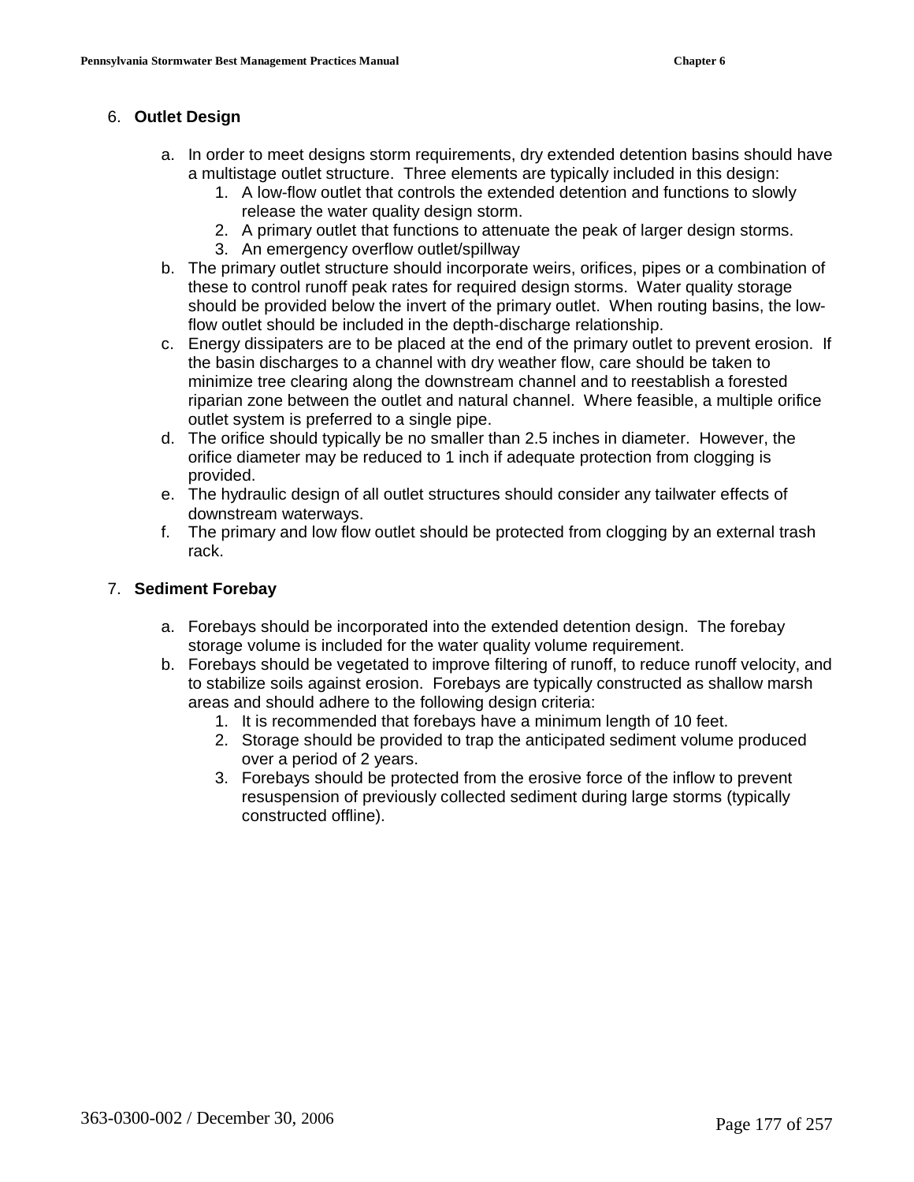6. **Outline Design**

6. **Outlet Design**

    a. In order to meet designs storm requirements, dry extended detention basins should have a multistage outlet structure. Three elements are typically included in this design:
        1. A low-flow outlet that controls the extended detention and functions to slowly release the water quality design storm.
        2. A primary outlet that functions to attenuate the peak of larger design storms.
        3. An emergency overflow outlet/spillway
    b. The primary outlet structure should incorporate weirs, orifices, pipes or a combination of these to control runoff peak rates for required design storms. Water quality storage should be provided below the invert of the primary outlet. When routing basins, the low-flow outlet should be included in the depth-discharge relationship.
    c. Energy dissipaters are to be placed at the end of the primary outlet to prevent erosion. If the basin discharges to a channel with dry weather flow, care should be taken to minimize tree clearing along the downstream channel and to reestablish a forested riparian zone between the outlet and natural channel. Where feasible, a multiple orifice outlet system is preferred to a single pipe.
    d. The orifice should typically be no smaller than 2.5 inches in diameter. However, the orifice diameter may be reduced to 1 inch if adequate protection from clogging is provided.
    e. The hydraulic design of all outlet structures should consider any tailwater effects of downstream waterways.
    f. The primary and low flow outlet should be protected from clogging by an external trash rack.

7. **Sediment Forebay**

    a. Forebays should be incorporated into the extended detention design. The forebay storage volume is included for the water quality volume requirement.
    b. Forebays should be vegetated to improve filtering of runoff, to reduce runoff velocity, and to stabilize soils against erosion. Forebays are typically constructed as shallow marsh areas and should adhere to the following design criteria:
        1. It is recommended that forebays have a minimum length of 10 feet.
        2. Storage should be provided to trap the anticipated sediment volume produced over a period of 2 years.
        3. Forebays should be protected from the erosive force of the inflow to prevent resuspension of previously collected sediment during large storms (typically constructed offline).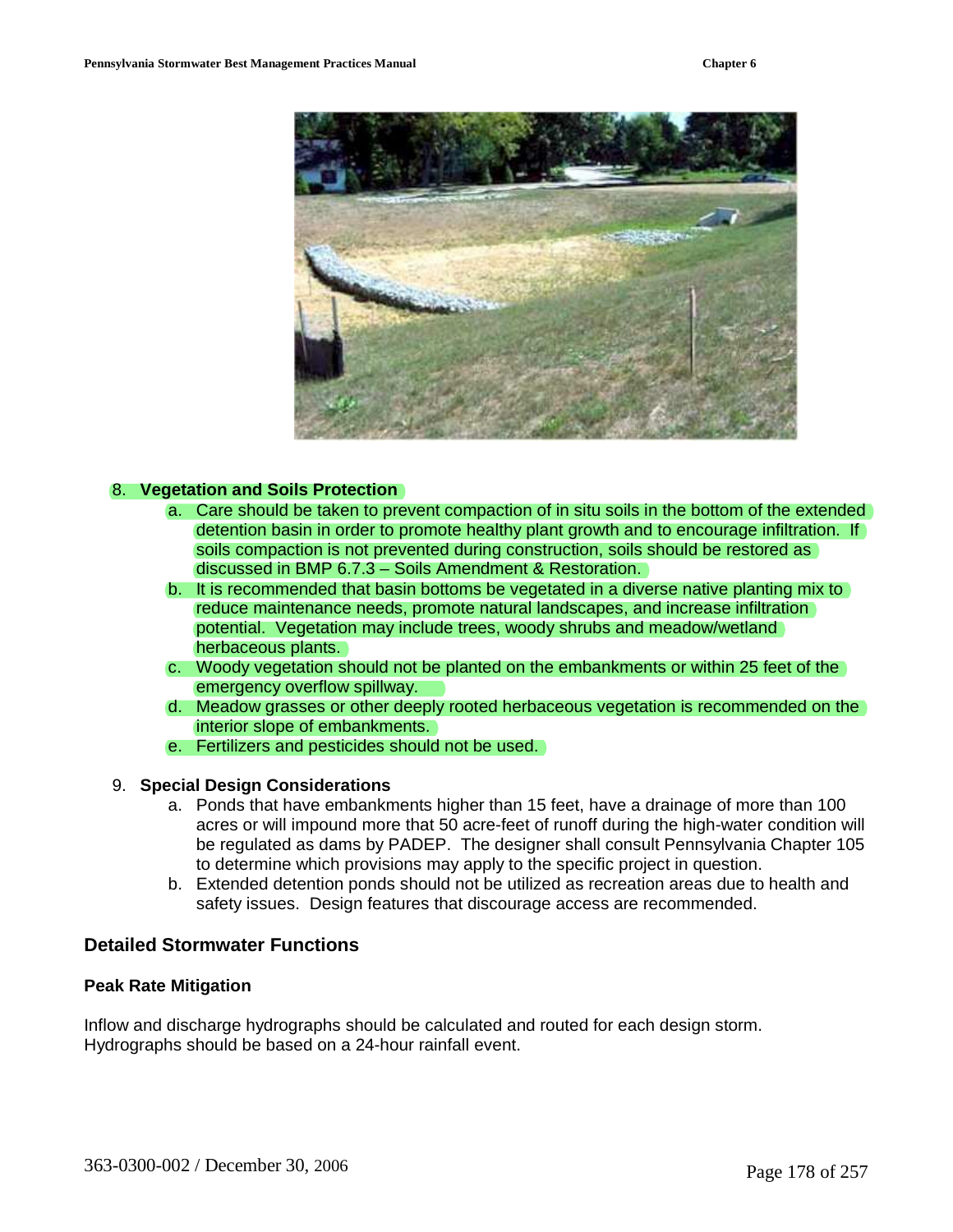8. **Vegetation and Soils Protection**
   a. Care should be taken to prevent compaction of in situ soils in the bottom of the extended detention basin in order to promote healthy plant growth and to encourage infiltration. If soils compaction is not prevented during construction, soils should be restored as discussed in BMP 6.7.3 – Soils Amendment & Restoration.
   b. It is recommended that basin bottoms be vegetated in a diverse native planting mix to reduce maintenance needs, promote natural landscapes, and increase infiltration potential. Vegetation may include trees, woody shrubs and meadow/wetland herbaceous plants.
   c. Woody vegetation should not be planted on the embankments or within 25 feet of the emergency overflow spillway.
   d. Meadow grasses or other deeply rooted herbaceous vegetation is recommended on the interior slope of embankments.
   e. Fertilizers and pesticides should not be used.

9. **Special Design Considerations**
   a. Ponds that have embankments higher than 15 feet, have a drainage of more than 100 acres or will impound more that 50 acre-feet of runoff during the high-water condition will be regulated as dams by PADEP. The designer shall consult Pennsylvania Chapter 105 to determine which provisions may apply to the specific project in question.
   b. Extended detention ponds should not be utilized as recreation areas due to health and safety issues. Design features that discourage access are recommended.

## Detailed Stormwater Functions

### Peak Rate Mitigation

Inflow and discharge hydrographs should be calculated and routed for each design storm. Hydrographs should be based on a 24-hour rainfall event.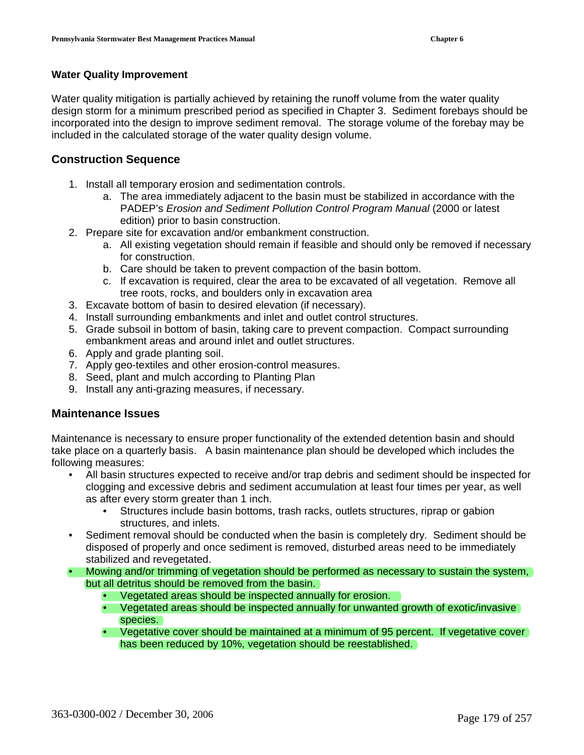#### Water Quality Improvement

Water quality mitigation is partially achieved by retaining the runoff volume from the water quality design storm for a minimum prescribed period as specified in Chapter 3. Sediment forebays should be incorporated into the design to improve sediment removal. The storage volume of the forebay may be included in the calculated storage of the water quality design volume.

### Construction Sequence

1. Install all temporary erosion and sedimentation controls.
    a. The area immediately adjacent to the basin must be stabilized in accordance with the PADEP's *Erosion and Sediment Pollution Control Program Manual* (2000 or latest edition) prior to basin construction.
2. Prepare site for excavation and/or embankment construction.
    a. All existing vegetation should remain if feasible and should only be removed if necessary for construction.
    b. Care should be taken to prevent compaction of the basin bottom.
    c. If excavation is required, clear the area to be excavated of all vegetation. Remove all tree roots, rocks, and boulders only in excavation area
3. Excavate bottom of basin to desired elevation (if necessary).
4. Install surrounding embankments and inlet and outlet control structures.
5. Grade subsoil in bottom of basin, taking care to prevent compaction. Compact surrounding embankment areas and around inlet and outlet structures.
6. Apply and grade planting soil.
7. Apply geo-textiles and other erosion-control measures.
8. Seed, plant and mulch according to Planting Plan
9. Install any anti-grazing measures, if necessary.

### Maintenance Issues

Maintenance is necessary to ensure proper functionality of the extended detention basin and should take place on a quarterly basis. A basin maintenance plan should be developed which includes the following measures:

- All basin structures expected to receive and/or trap debris and sediment should be inspected for clogging and excessive debris and sediment accumulation at least four times per year, as well as after every storm greater than 1 inch.
    - Structures include basin bottoms, trash racks, outlets structures, riprap or gabion structures, and inlets.
- Sediment removal should be conducted when the basin is completely dry. Sediment should be disposed of properly and once sediment is removed, disturbed areas need to be immediately stabilized and revegetated.
- Mowing and/or trimming of vegetation should be performed as necessary to sustain the system, but all detritus should be removed from the basin.
    - Vegetated areas should be inspected annually for erosion.
    - Vegetated areas should be inspected annually for unwanted growth of exotic/invasive species.
    - Vegetative cover should be maintained at a minimum of 95 percent. If vegetative cover has been reduced by 10%, vegetation should be reestablished.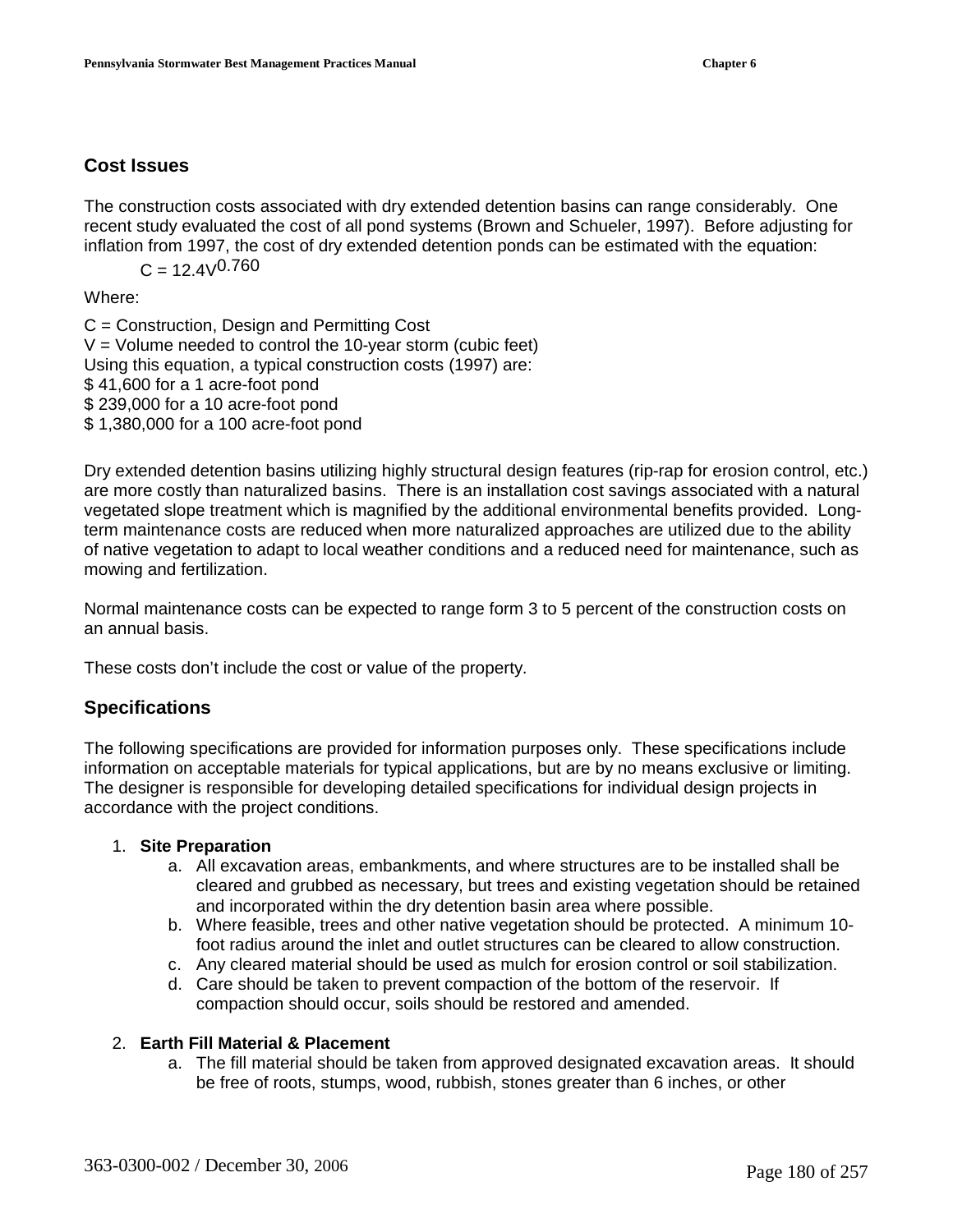## Cost Issues

The construction costs associated with dry extended detention basins can range considerably. One recent study evaluated the cost of all pond systems (Brown and Schueler, 1997). Before adjusting for inflation from 1997, the cost of dry extended detention ponds can be estimated with the equation:

$$C = 12.4V^{0.760}$$

Where:

C = Construction, Design and Permitting Cost
V = Volume needed to control the 10-year storm (cubic feet)
Using this equation, a typical construction costs (1997) are:
$ 41,600 for a 1 acre-foot pond
$ 239,000 for a 10 acre-foot pond
$ 1,380,000 for a 100 acre-foot pond

Dry extended detention basins utilizing highly structural design features (rip-rap for erosion control, etc.) are more costly than naturalized basins. There is an installation cost savings associated with a natural vegetated slope treatment which is magnified by the additional environmental benefits provided. Long-term maintenance costs are reduced when more naturalized approaches are utilized due to the ability of native vegetation to adapt to local weather conditions and a reduced need for maintenance, such as mowing and fertilization.

Normal maintenance costs can be expected to range form 3 to 5 percent of the construction costs on an annual basis.

These costs don't include the cost or value of the property.

## Specifications

The following specifications are provided for information purposes only. These specifications include information on acceptable materials for typical applications, but are by no means exclusive or limiting. The designer is responsible for developing detailed specifications for individual design projects in accordance with the project conditions.

1. **Site Preparation**
    a. All excavation areas, embankments, and where structures are to be installed shall be cleared and grubbed as necessary, but trees and existing vegetation should be retained and incorporated within the dry detention basin area where possible.
    b. Where feasible, trees and other native vegetation should be protected. A minimum 10-foot radius around the inlet and outlet structures can be cleared to allow construction.
    c. Any cleared material should be used as mulch for erosion control or soil stabilization.
    d. Care should be taken to prevent compaction of the bottom of the reservoir. If compaction should occur, soils should be restored and amended.

2. **Earth Fill Material & Placement**
    a. The fill material should be taken from approved designated excavation areas. It should be free of roots, stumps, wood, rubbish, stones greater than 6 inches, or other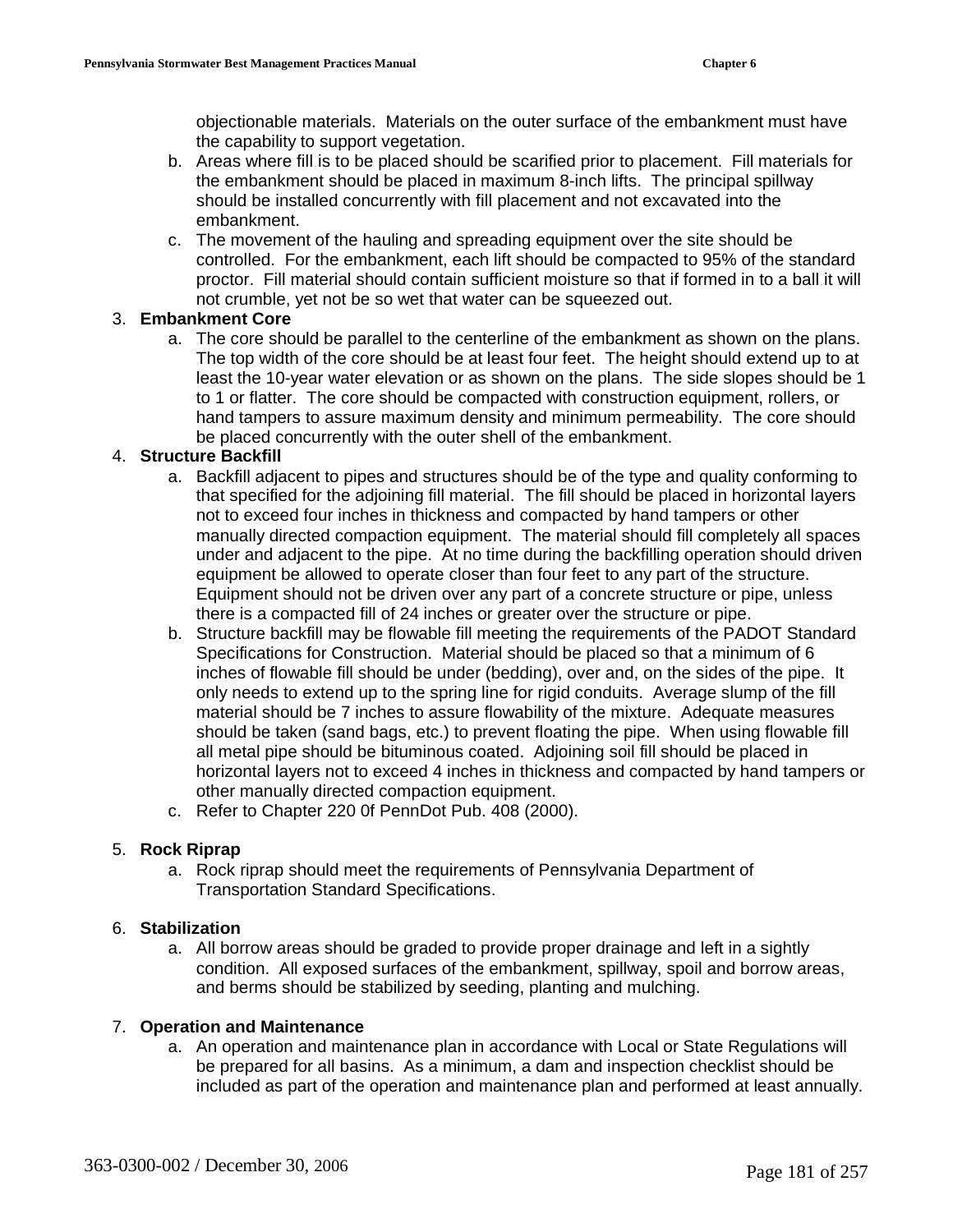objectionable materials. Materials on the outer surface of the embankment must have the capability to support vegetation.

   b. Areas where fill is to be placed should be scarified prior to placement. Fill materials for the embankment should be placed in maximum 8-inch lifts. The principal spillway should be installed concurrently with fill placement and not excavated into the embankment.
   c. The movement of the hauling and spreading equipment over the site should be controlled. For the embankment, each lift should be compacted to 95% of the standard proctor. Fill material should contain sufficient moisture so that if formed in to a ball it will not crumble, yet not be so wet that water can be squeezed out.

3. **Embankment Core**
   a. The core should be parallel to the centerline of the embankment as shown on the plans. The top width of the core should be at least four feet. The height should extend up to at least the 10-year water elevation or as shown on the plans. The side slopes should be 1 to 1 or flatter. The core should be compacted with construction equipment, rollers, or hand tampers to assure maximum density and minimum permeability. The core should be placed concurrently with the outer shell of the embankment.

4. **Structure Backfill**
   a. Backfill adjacent to pipes and structures should be of the type and quality conforming to that specified for the adjoining fill material. The fill should be placed in horizontal layers not to exceed four inches in thickness and compacted by hand tampers or other manually directed compaction equipment. The material should fill completely all spaces under and adjacent to the pipe. At no time during the backfilling operation should driven equipment be allowed to operate closer than four feet to any part of the structure. Equipment should not be driven over any part of a concrete structure or pipe, unless there is a compacted fill of 24 inches or greater over the structure or pipe.
   b. Structure backfill may be flowable fill meeting the requirements of the PADOT Standard Specifications for Construction. Material should be placed so that a minimum of 6 inches of flowable fill should be under (bedding), over and, on the sides of the pipe. It only needs to extend up to the spring line for rigid conduits. Average slump of the fill material should be 7 inches to assure flowability of the mixture. Adequate measures should be taken (sand bags, etc.) to prevent floating the pipe. When using flowable fill all metal pipe should be bituminous coated. Adjoining soil fill should be placed in horizontal layers not to exceed 4 inches in thickness and compacted by hand tampers or other manually directed compaction equipment.
   c. Refer to Chapter 220 0f PennDot Pub. 408 (2000).

5. **Rock Riprap**
   a. Rock riprap should meet the requirements of Pennsylvania Department of Transportation Standard Specifications.

6. **Stabilization**
   a. All borrow areas should be graded to provide proper drainage and left in a sightly condition. All exposed surfaces of the embankment, spillway, spoil and borrow areas, and berms should be stabilized by seeding, planting and mulching.

7. **Operation and Maintenance**
   a. An operation and maintenance plan in accordance with Local or State Regulations will be prepared for all basins. As a minimum, a dam and inspection checklist should be included as part of the operation and maintenance plan and performed at least annually.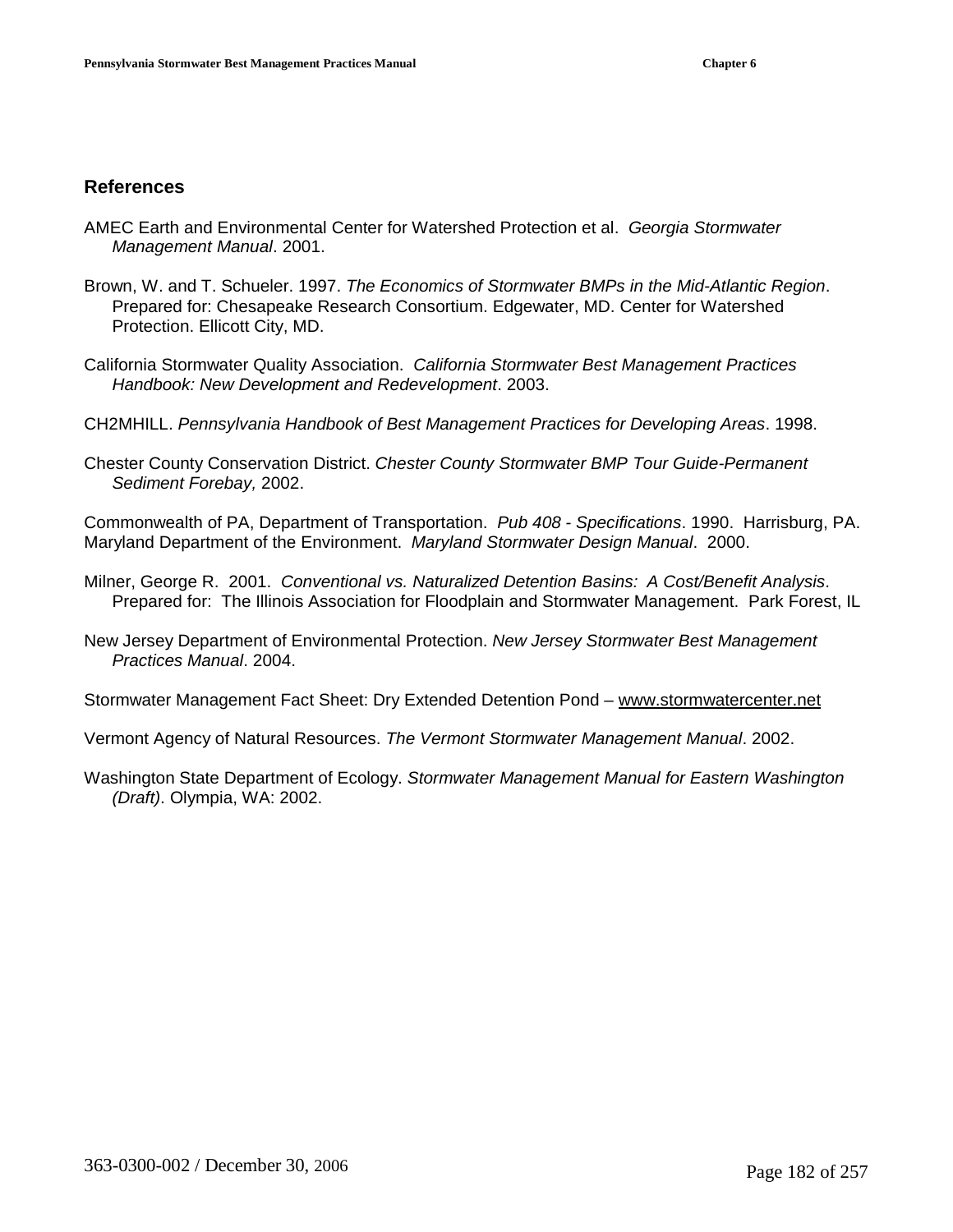## References

AMEC Earth and Environmental Center for Watershed Protection et al. *Georgia Stormwater Management Manual*. 2001.

Brown, W. and T. Schueler. 1997. *The Economics of Stormwater BMPs in the Mid-Atlantic Region*. Prepared for: Chesapeake Research Consortium. Edgewater, MD. Center for Watershed Protection. Ellicott City, MD.

California Stormwater Quality Association. *California Stormwater Best Management Practices Handbook: New Development and Redevelopment*. 2003.

CH2MHILL. *Pennsylvania Handbook of Best Management Practices for Developing Areas*. 1998.

Chester County Conservation District. *Chester County Stormwater BMP Tour Guide-Permanent Sediment Forebay,* 2002.

Commonwealth of PA, Department of Transportation. *Pub 408 - Specifications*. 1990. Harrisburg, PA.
Maryland Department of the Environment. *Maryland Stormwater Design Manual*. 2000.

Milner, George R. 2001. *Conventional vs. Naturalized Detention Basins: A Cost/Benefit Analysis*. Prepared for: The Illinois Association for Floodplain and Stormwater Management. Park Forest, IL

New Jersey Department of Environmental Protection. *New Jersey Stormwater Best Management Practices Manual*. 2004.

Stormwater Management Fact Sheet: Dry Extended Detention Pond – www.stormwatercenter.net

Vermont Agency of Natural Resources. *The Vermont Stormwater Management Manual*. 2002.

Washington State Department of Ecology. *Stormwater Management Manual for Eastern Washington (Draft)*. Olympia, WA: 2002.